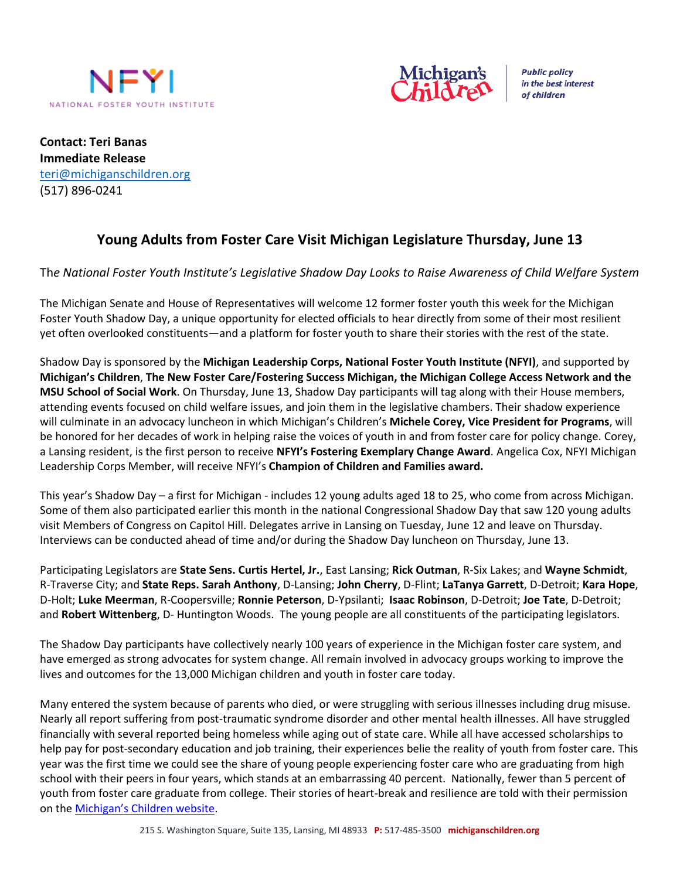NFYI
NATIONAL FOSTER YOUTH INSTITUTE

Michigan's Children
*Public policy in the best interest of children*

**Contact: Teri Banas**
**Immediate Release**
teri@michiganschildren.org
(517) 896-0241

## Young Adults from Foster Care Visit Michigan Legislature Thursday, June 13

Th*e National Foster Youth Institute's Legislative Shadow Day Looks to Raise Awareness of Child Welfare System*

The Michigan Senate and House of Representatives will welcome 12 former foster youth this week for the Michigan Foster Youth Shadow Day, a unique opportunity for elected officials to hear directly from some of their most resilient yet often overlooked constituents—and a platform for foster youth to share their stories with the rest of the state.

Shadow Day is sponsored by the **Michigan Leadership Corps, National Foster Youth Institute (NFYI)**, and supported by **Michigan's Children**, **The New Foster Care/Fostering Success Michigan, the Michigan College Access Network and the MSU School of Social Work**. On Thursday, June 13, Shadow Day participants will tag along with their House members, attending events focused on child welfare issues, and join them in the legislative chambers. Their shadow experience will culminate in an advocacy luncheon in which Michigan's Children's **Michele Corey, Vice President for Programs**, will be honored for her decades of work in helping raise the voices of youth in and from foster care for policy change. Corey, a Lansing resident, is the first person to receive **NFYI's Fostering Exemplary Change Award**. Angelica Cox, NFYI Michigan Leadership Corps Member, will receive NFYI's **Champion of Children and Families award.**

This year's Shadow Day – a first for Michigan - includes 12 young adults aged 18 to 25, who come from across Michigan. Some of them also participated earlier this month in the national Congressional Shadow Day that saw 120 young adults visit Members of Congress on Capitol Hill. Delegates arrive in Lansing on Tuesday, June 12 and leave on Thursday. Interviews can be conducted ahead of time and/or during the Shadow Day luncheon on Thursday, June 13.

Participating Legislators are **State Sens. Curtis Hertel, Jr.**, East Lansing; **Rick Outman**, R-Six Lakes; and **Wayne Schmidt**, R-Traverse City; and **State Reps. Sarah Anthony**, D-Lansing; **John Cherry**, D-Flint; **LaTanya Garrett**, D-Detroit; **Kara Hope**, D-Holt; **Luke Meerman**, R-Coopersville; **Ronnie Peterson**, D-Ypsilanti; **Isaac Robinson**, D-Detroit; **Joe Tate**, D-Detroit; and **Robert Wittenberg**, D- Huntington Woods. The young people are all constituents of the participating legislators.

The Shadow Day participants have collectively nearly 100 years of experience in the Michigan foster care system, and have emerged as strong advocates for system change. All remain involved in advocacy groups working to improve the lives and outcomes for the 13,000 Michigan children and youth in foster care today.

Many entered the system because of parents who died, or were struggling with serious illnesses including drug misuse. Nearly all report suffering from post-traumatic syndrome disorder and other mental health illnesses. All have struggled financially with several reported being homeless while aging out of state care. While all have accessed scholarships to help pay for post-secondary education and job training, their experiences belie the reality of youth from foster care. This year was the first time we could see the share of young people experiencing foster care who are graduating from high school with their peers in four years, which stands at an embarrassing 40 percent. Nationally, fewer than 5 percent of youth from foster care graduate from college. Their stories of heart-break and resilience are told with their permission on the Michigan's Children website.

215 S. Washington Square, Suite 135, Lansing, MI 48933 **P:** 517-485-3500 **michiganschildren.org**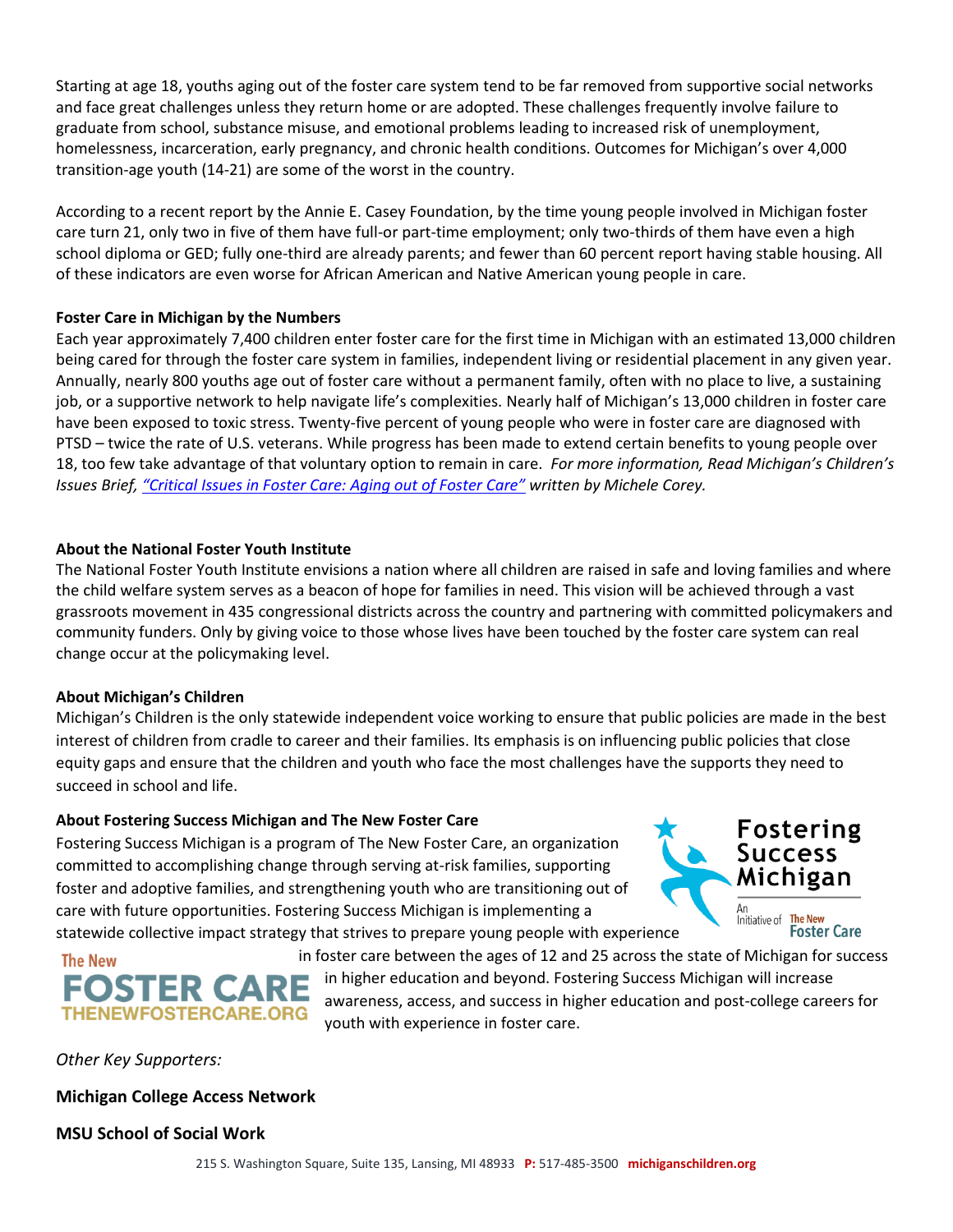Starting at age 18, youths aging out of the foster care system tend to be far removed from supportive social networks and face great challenges unless they return home or are adopted. These challenges frequently involve failure to graduate from school, substance misuse, and emotional problems leading to increased risk of unemployment, homelessness, incarceration, early pregnancy, and chronic health conditions. Outcomes for Michigan's over 4,000 transition-age youth (14-21) are some of the worst in the country.

According to a recent report by the Annie E. Casey Foundation, by the time young people involved in Michigan foster care turn 21, only two in five of them have full-or part-time employment; only two-thirds of them have even a high school diploma or GED; fully one-third are already parents; and fewer than 60 percent report having stable housing. All of these indicators are even worse for African American and Native American young people in care.

**Foster Care in Michigan by the Numbers**

Each year approximately 7,400 children enter foster care for the first time in Michigan with an estimated 13,000 children being cared for through the foster care system in families, independent living or residential placement in any given year. Annually, nearly 800 youths age out of foster care without a permanent family, often with no place to live, a sustaining job, or a supportive network to help navigate life's complexities. Nearly half of Michigan's 13,000 children in foster care have been exposed to toxic stress. Twenty-five percent of young people who were in foster care are diagnosed with PTSD – twice the rate of U.S. veterans. While progress has been made to extend certain benefits to young people over 18, too few take advantage of that voluntary option to remain in care. *For more information, Read Michigan's Children's Issues Brief, "Critical Issues in Foster Care: Aging out of Foster Care" written by Michele Corey.*

**About the National Foster Youth Institute**

The National Foster Youth Institute envisions a nation where all children are raised in safe and loving families and where the child welfare system serves as a beacon of hope for families in need. This vision will be achieved through a vast grassroots movement in 435 congressional districts across the country and partnering with committed policymakers and community funders. Only by giving voice to those whose lives have been touched by the foster care system can real change occur at the policymaking level.

**About Michigan's Children**

Michigan's Children is the only statewide independent voice working to ensure that public policies are made in the best interest of children from cradle to career and their families. Its emphasis is on influencing public policies that close equity gaps and ensure that the children and youth who face the most challenges have the supports they need to succeed in school and life.

**About Fostering Success Michigan and The New Foster Care**

Fostering Success Michigan is a program of The New Foster Care, an organization committed to accomplishing change through serving at-risk families, supporting foster and adoptive families, and strengthening youth who are transitioning out of care with future opportunities. Fostering Success Michigan is implementing a statewide collective impact strategy that strives to prepare young people with experience in foster care between the ages of 12 and 25 across the state of Michigan for success in higher education and beyond. Fostering Success Michigan will increase awareness, access, and success in higher education and post-college careers for youth with experience in foster care.

*Other Key Supporters:*

**Michigan College Access Network**

**MSU School of Social Work**

215 S. Washington Square, Suite 135, Lansing, MI 48933 **P:** 517-485-3500 **michiganschildren.org**